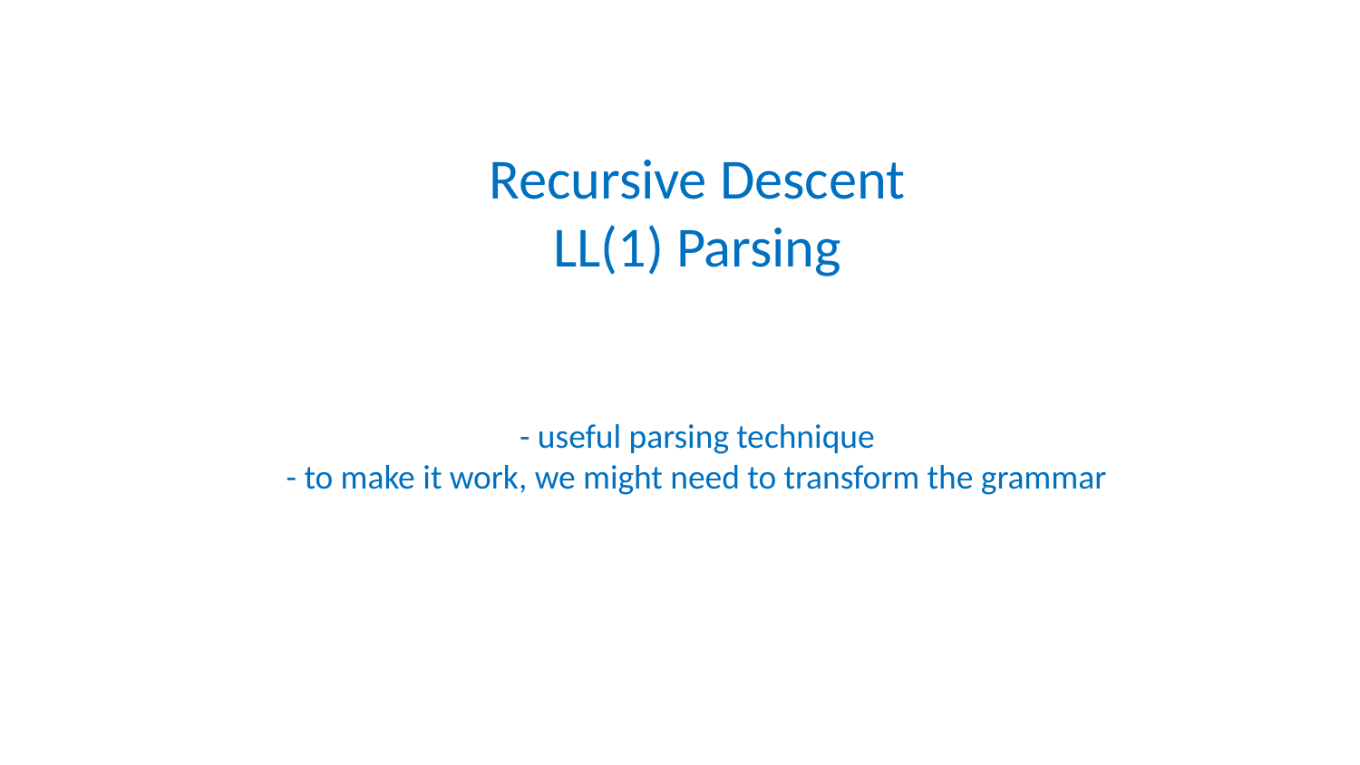# Recursive Descent
# LL(1) Parsing

- useful parsing technique
- to make it work, we might need to transform the grammar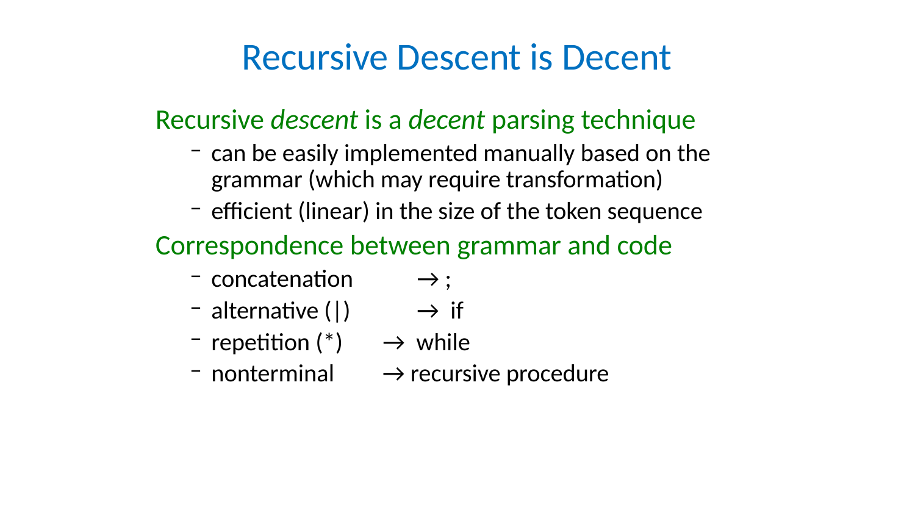# Recursive Descent is Decent

Recursive *descent* is a *decent* parsing technique

- can be easily implemented manually based on the grammar (which may require transformation)
- efficient (linear) in the size of the token sequence

Correspondence between grammar and code

- concatenation → ;
- alternative (|) → if
- repetition (*) → while
- nonterminal → recursive procedure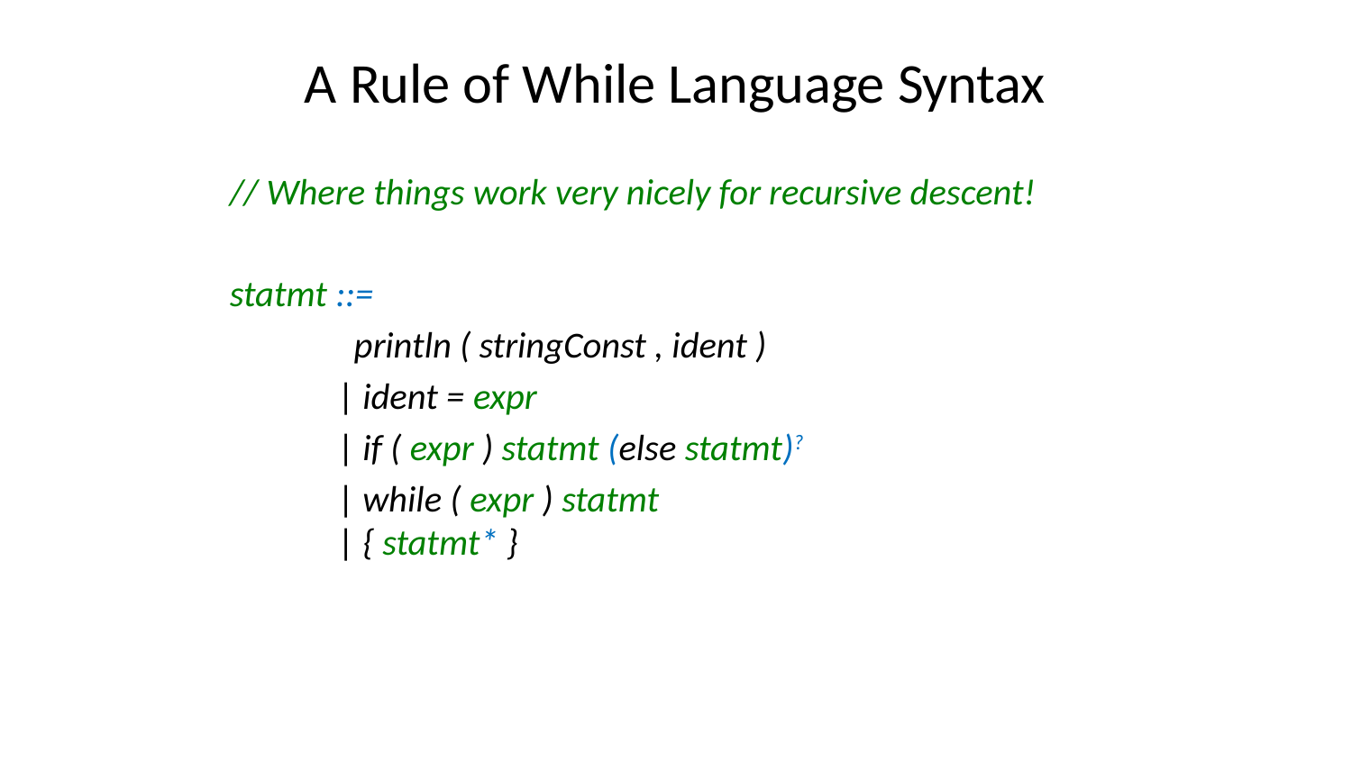# A Rule of While Language Syntax

*// Where things work very nicely for recursive descent!*

```
statmt ::=
        println ( stringConst , ident )
      | ident = expr
      | if ( expr ) statmt (else statmt)?
      | while ( expr ) statmt
      | { statmt* }
```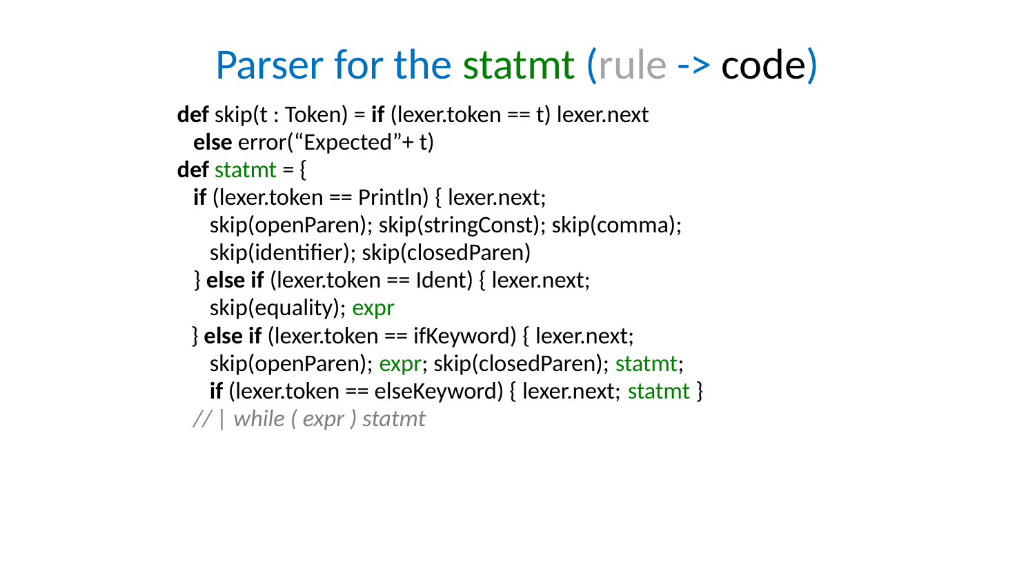# Parser for the statmt (rule -> code)

```
def skip(t : Token) = if (lexer.token == t) lexer.next
  else error("Expected"+ t)
def statmt = {
  if (lexer.token == Println) { lexer.next;
    skip(openParen); skip(stringConst); skip(comma);
    skip(identifier); skip(closedParen)
  } else if (lexer.token == Ident) { lexer.next;
    skip(equality); expr
  } else if (lexer.token == ifKeyword) { lexer.next;
    skip(openParen); expr; skip(closedParen); statmt;
    if (lexer.token == elseKeyword) { lexer.next; statmt }
  // | while ( expr ) statmt
```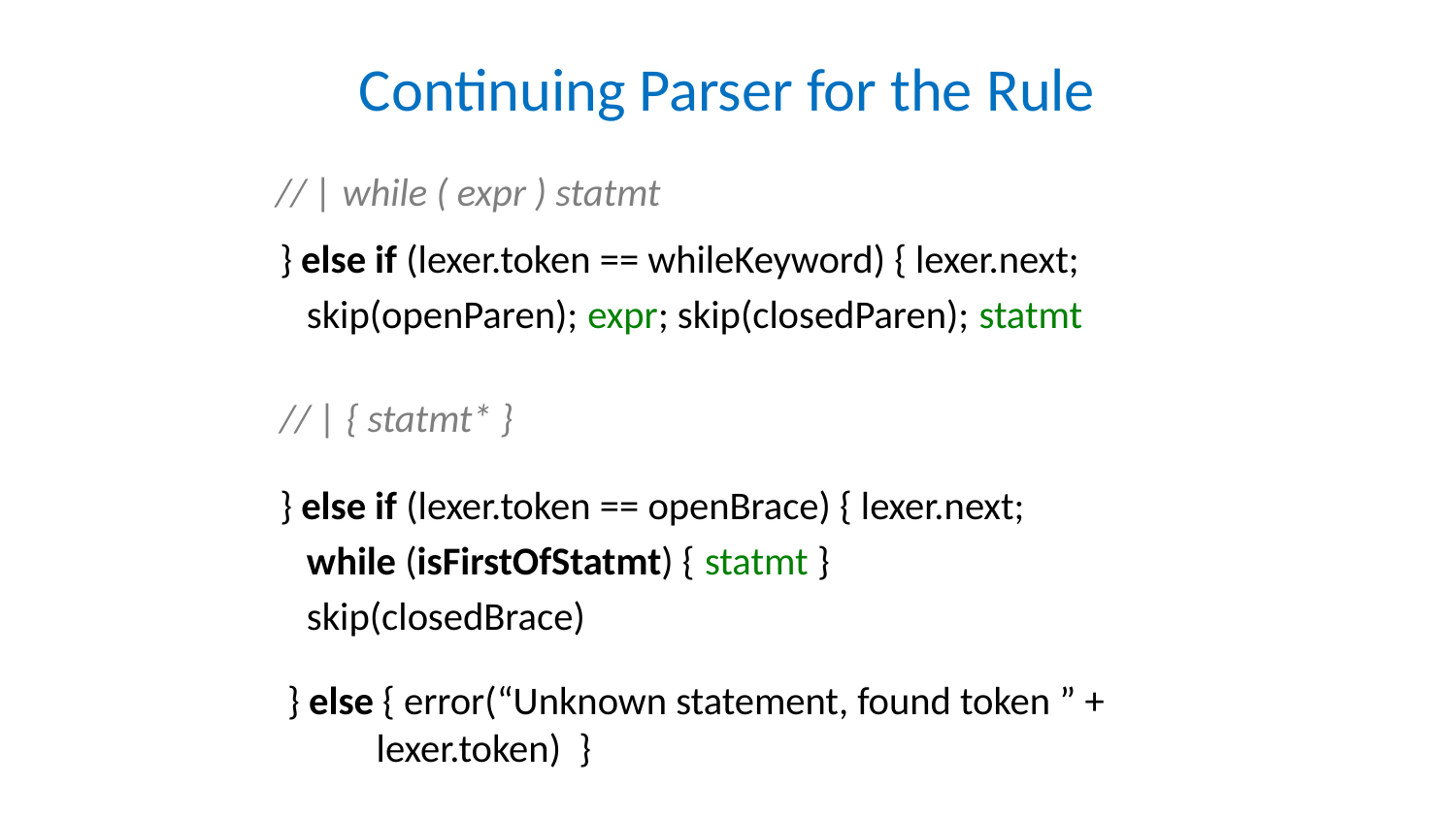# Continuing Parser for the Rule

```
// | while ( expr ) statmt

} else if (lexer.token == whileKeyword) { lexer.next;
   skip(openParen); expr; skip(closedParen); statmt

// | { statmt* }

} else if (lexer.token == openBrace) { lexer.next;
   while (isFirstOfStatmt) { statmt }
   skip(closedBrace)

 } else { error("Unknown statement, found token " +
         lexer.token)  }
```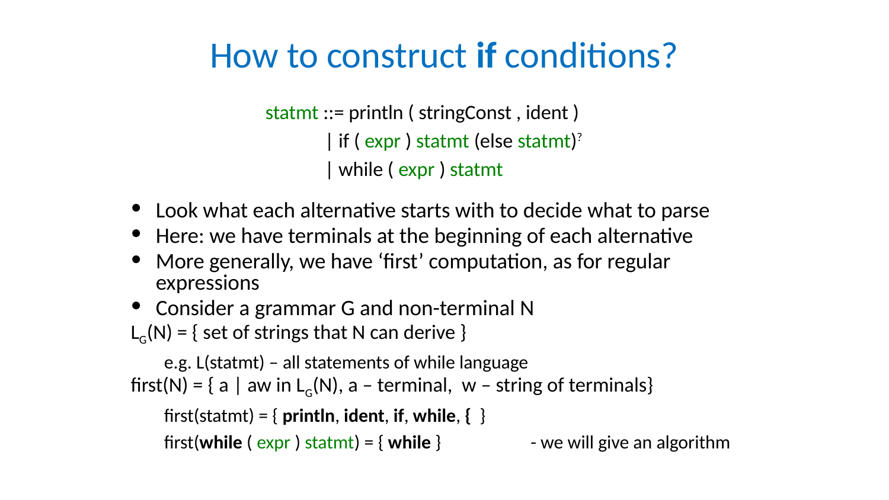# How to construct **if** conditions?

```
statmt ::= println ( stringConst , ident )
         | if ( expr ) statmt (else statmt)?
         | while ( expr ) statmt
```

- Look what each alternative starts with to decide what to parse
- Here: we have terminals at the beginning of each alternative
- More generally, we have 'first' computation, as for regular expressions
- Consider a grammar G and non-terminal N

$L_G(N)$ = { set of strings that N can derive }

e.g. L(statmt) – all statements of while language

first(N) = { a | aw in $L_G(N)$, a – terminal, w – string of terminals}

first(statmt) = { **println**, **ident**, **if**, **while**, **{** }

first(**while** ( expr ) statmt) = { **while** } - we will give an algorithm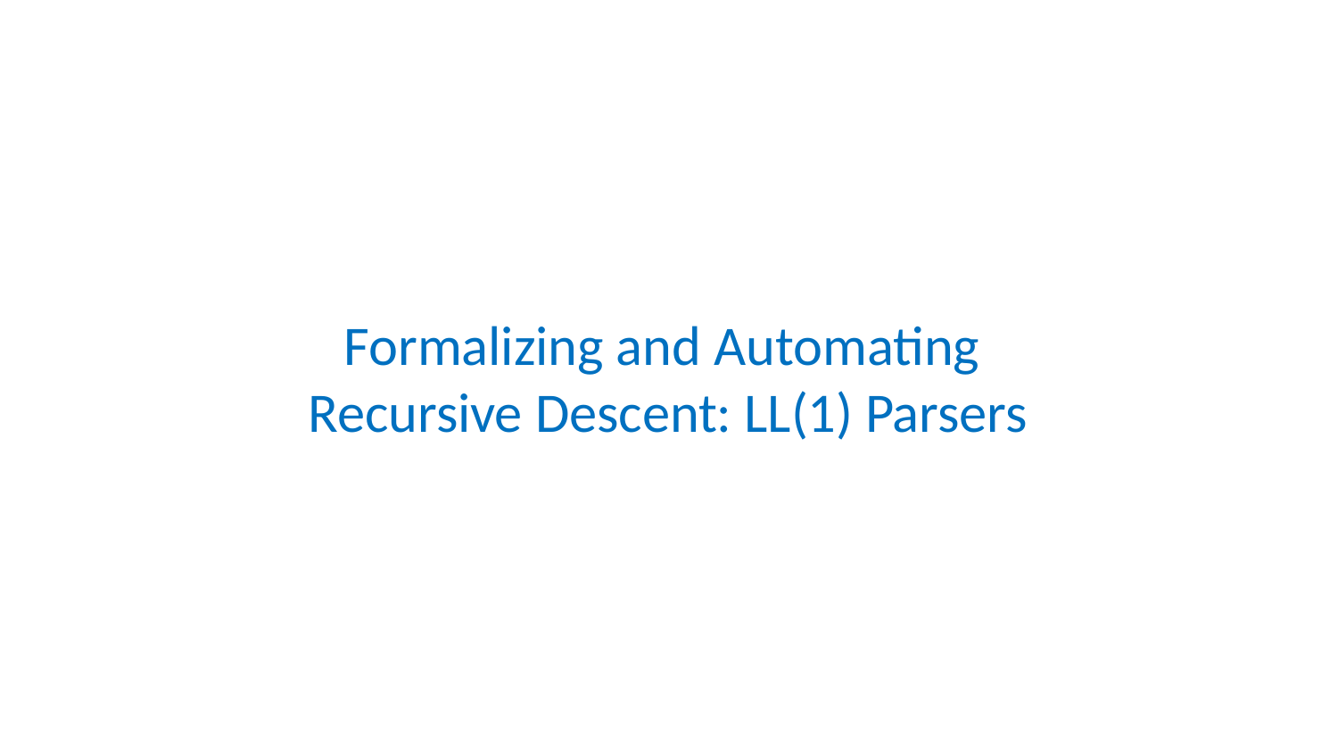# Formalizing and Automating Recursive Descent: LL(1) Parsers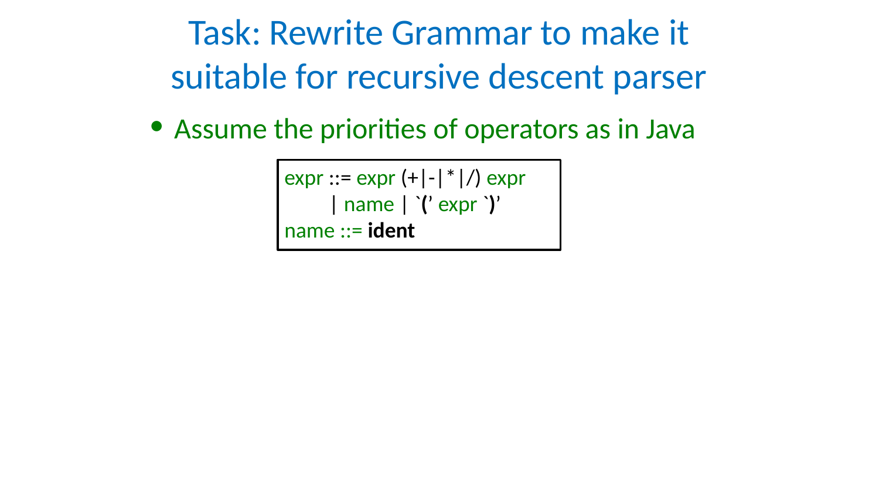# Task: Rewrite Grammar to make it suitable for recursive descent parser

- Assume the priorities of operators as in Java

```
expr ::= expr (+|-|*|/) expr
       | name | `(' expr `)'
name ::= ident
```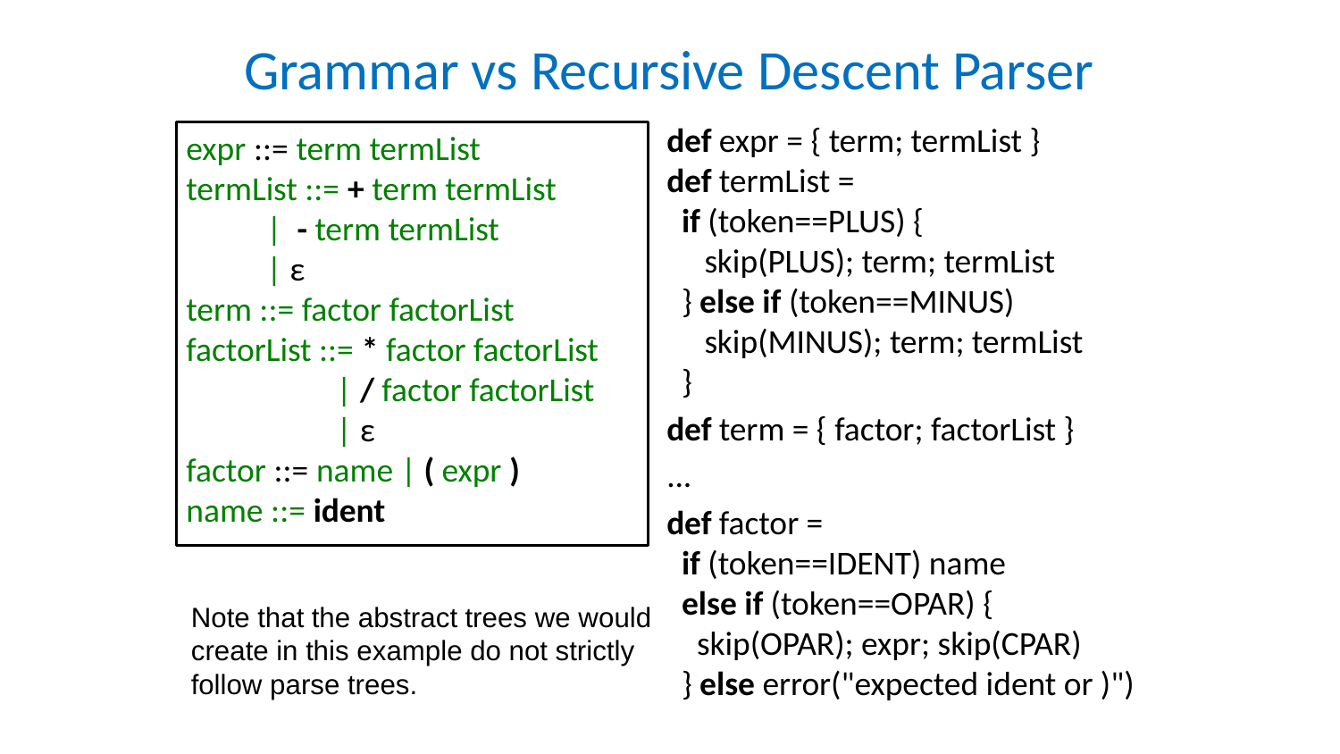# Grammar vs Recursive Descent Parser

```
expr ::= term termList
termList ::= + term termList
          |  - term termList
          | ε
term ::= factor factorList
factorList ::= * factor factorList
            | / factor factorList
            | ε
factor ::= name | ( expr )
name ::= ident
```

```
def expr = { term; termList }
def termList =
  if (token==PLUS) {
    skip(PLUS); term; termList
  } else if (token==MINUS)
    skip(MINUS); term; termList
  }
def term = { factor; factorList }
...
def factor =
  if (token==IDENT) name
  else if (token==OPAR) {
    skip(OPAR); expr; skip(CPAR)
  } else error("expected ident or )")
```

Note that the abstract trees we would create in this example do not strictly follow parse trees.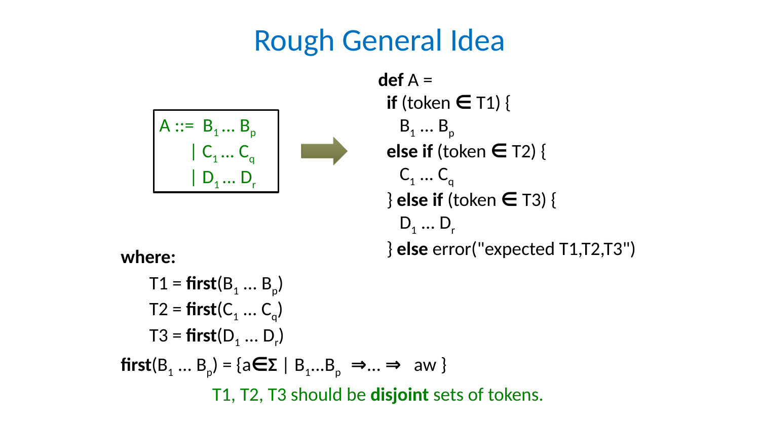# Rough General Idea

$$A ::= B_1 \ldots B_p \mid C_1 \ldots C_q \mid D_1 \ldots D_r$$

```
def A =
  if (token ∈ T1) {
    B1 ... Bp
  else if (token ∈ T2) {
    C1 ... Cq
  } else if (token ∈ T3) {
    D1 ... Dr
  } else error("expected T1,T2,T3")
```

**where:**

$T1 = \mathbf{first}(B_1 \ldots B_p)$

$T2 = \mathbf{first}(C_1 \ldots C_q)$

$T3 = \mathbf{first}(D_1 \ldots D_r)$

$\mathbf{first}(B_1 \ldots B_p) = \{a \in \Sigma \mid B_1 \ldots B_p \Rightarrow \ldots \Rightarrow aw\}$

T1, T2, T3 should be **disjoint** sets of tokens.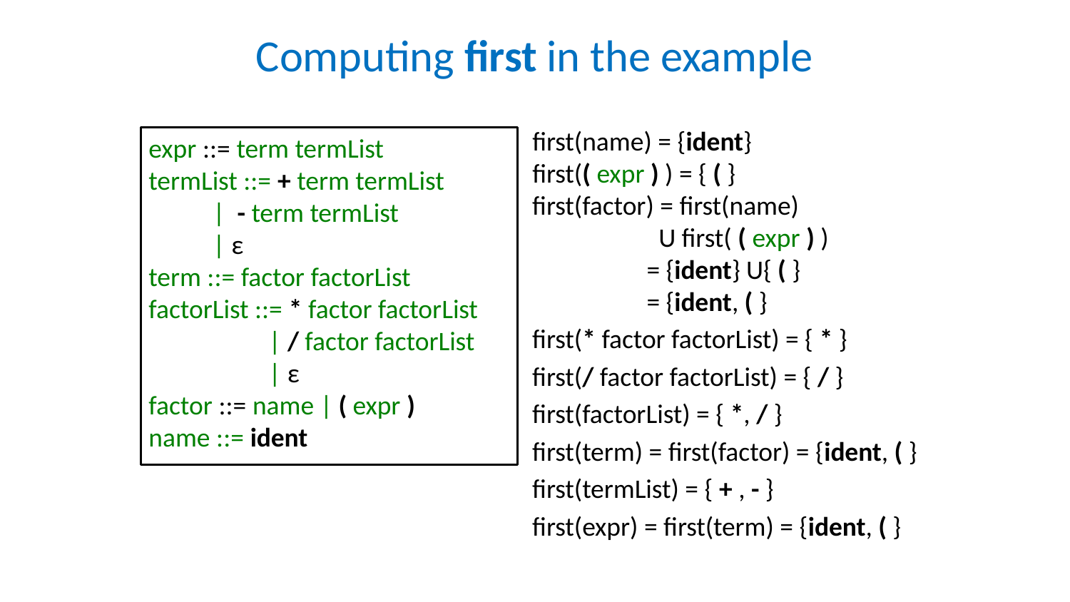# Computing **first** in the example

```
expr ::= term termList
termList ::= + term termList
         |  - term termList
         | ε
term ::= factor factorList
factorList ::= * factor factorList
             | / factor factorList
             | ε
factor ::= name | ( expr )
name ::= ident
```

first(name) = {**ident**}

first(**(** expr **)** ) = { **(** }

first(factor) = first(name)
  U first( **(** expr **)** )
  = {**ident**} U{ **(** }
  = {**ident**, **(** }

first(* factor factorList) = { * }

first(/ factor factorList) = { / }

first(factorList) = { *, / }

first(term) = first(factor) = {**ident**, **(** }

first(termList) = { **+** , **-** }

first(expr) = first(term) = {**ident**, **(** }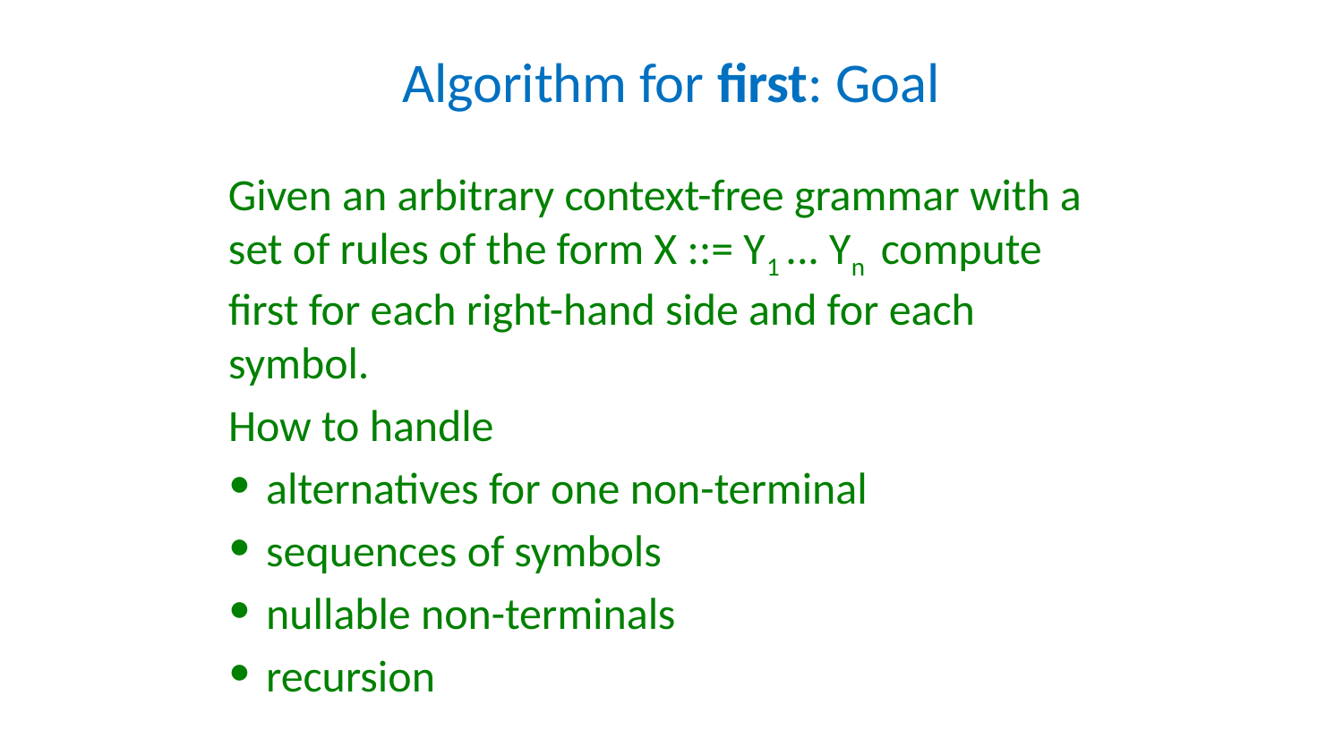# Algorithm for **first**: Goal

Given an arbitrary context-free grammar with a set of rules of the form X ::= $Y_1 \ldots Y_n$ compute first for each right-hand side and for each symbol.

How to handle

- alternatives for one non-terminal
- sequences of symbols
- nullable non-terminals
- recursion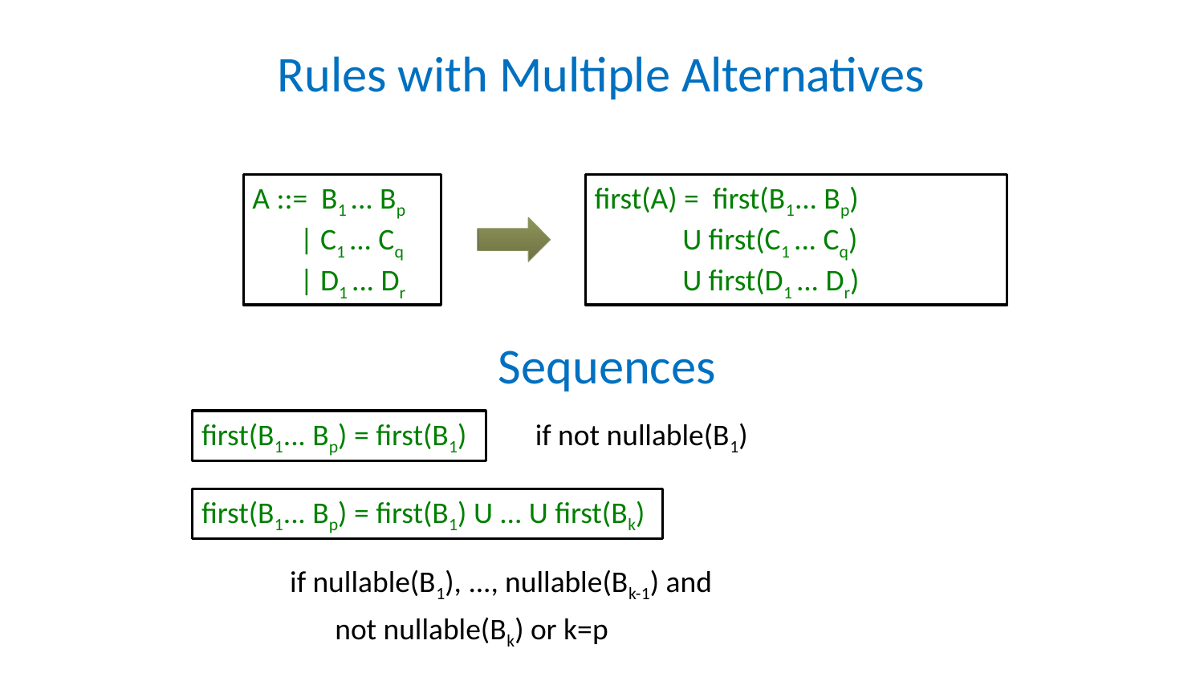# Rules with Multiple Alternatives

$$
\begin{aligned}
A ::= \ & B_1 \ldots B_p \\
| \ & C_1 \ldots C_q \\
| \ & D_1 \ldots D_r
\end{aligned}
\quad \Rightarrow \quad
\begin{aligned}
\text{first}(A) = \ & \text{first}(B_1 \ldots B_p) \\
\cup \ & \text{first}(C_1 \ldots C_q) \\
\cup \ & \text{first}(D_1 \ldots D_r)
\end{aligned}
$$

# Sequences

$\text{first}(B_1 \ldots B_p) = \text{first}(B_1)$ if not $\text{nullable}(B_1)$

$\text{first}(B_1 \ldots B_p) = \text{first}(B_1) \cup \ldots \cup \text{first}(B_k)$

if $\text{nullable}(B_1), \ldots, \text{nullable}(B_{k-1})$ and not $\text{nullable}(B_k)$ or $k=p$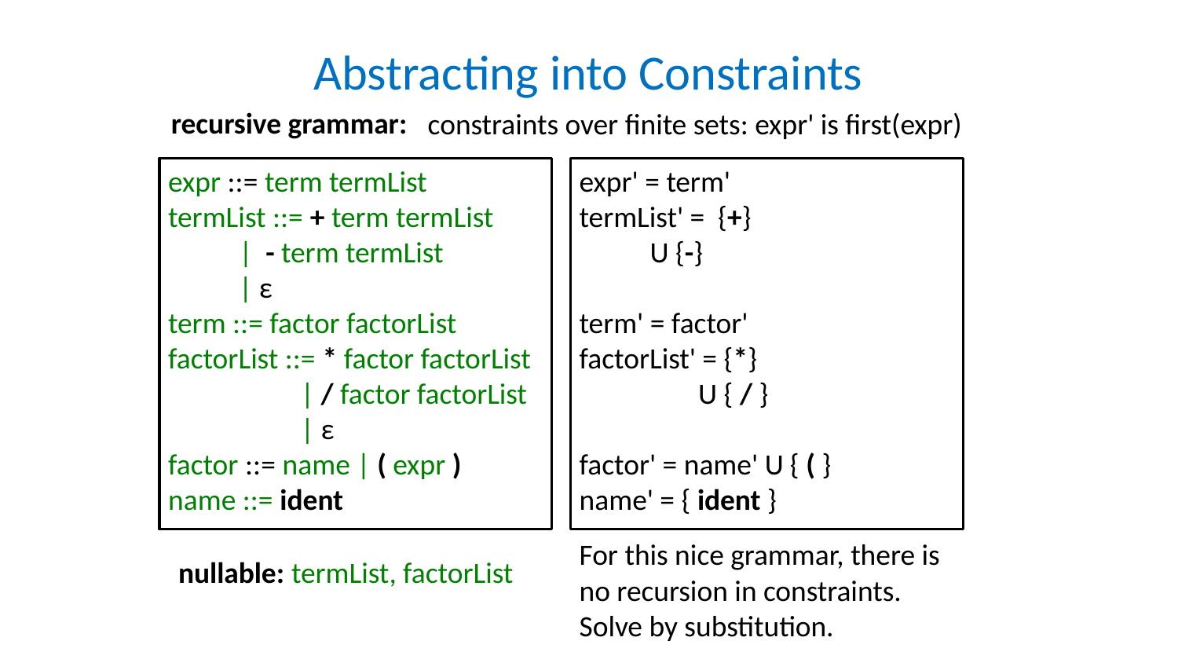# Abstracting into Constraints

**recursive grammar:** constraints over finite sets: expr' is first(expr)

```
expr ::= term termList
termList ::= + term termList
         |  - term termList
         | ε
term ::= factor factorList
factorList ::= * factor factorList
             | / factor factorList
             | ε
factor ::= name | ( expr )
name ::= ident
```

```
expr' = term'
termList' = {+}
          U {-}

term' = factor'
factorList' = {*}
              U { / }

factor' = name' U { ( }
name' = { ident }
```

**nullable:** termList, factorList

For this nice grammar, there is no recursion in constraints. Solve by substitution.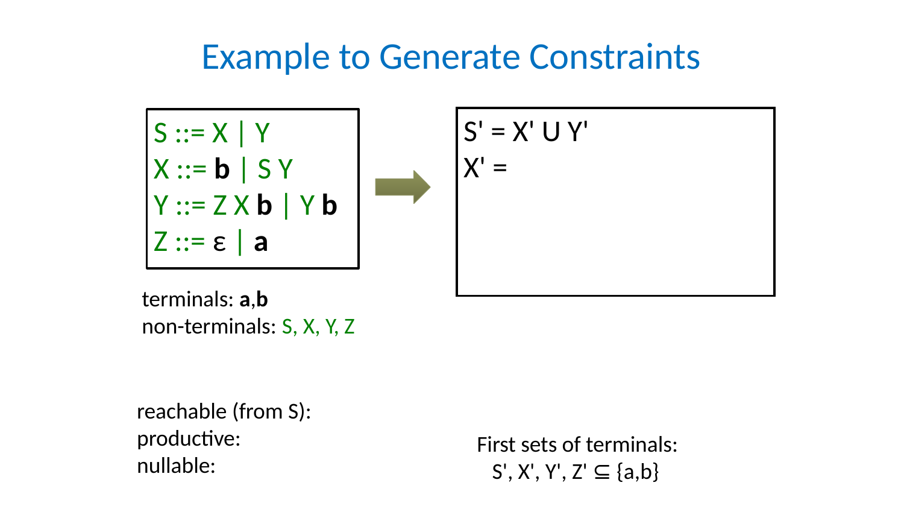# Example to Generate Constraints

```
S ::= X | Y
X ::= b | S Y
Y ::= Z X b | Y b
Z ::= ε | a
```

terminals: **a**,**b**
non-terminals: S, X, Y, Z

S' = X' U Y'
X' =

reachable (from S):
productive:
nullable:

First sets of terminals:
S', X', Y', Z' ⊆ {a,b}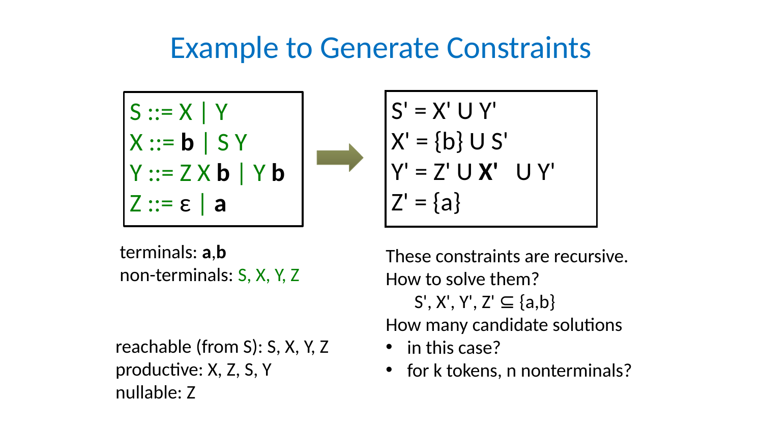# Example to Generate Constraints

```
S ::= X | Y
X ::= b | S Y
Y ::= Z X b | Y b
Z ::= ε | a
```

→

$S' = X' \cup Y'$

$X' = \{b\} \cup S'$

$Y' = Z' \cup$ **X'** $\cup Y'$

$Z' = \{a\}$

terminals: **a**,**b**

non-terminals: S, X, Y, Z

reachable (from S): S, X, Y, Z

productive: X, Z, S, Y

nullable: Z

These constraints are recursive.

How to solve them?

$S', X', Y', Z' \subseteq \{a,b\}$

How many candidate solutions

- in this case?
- for k tokens, n nonterminals?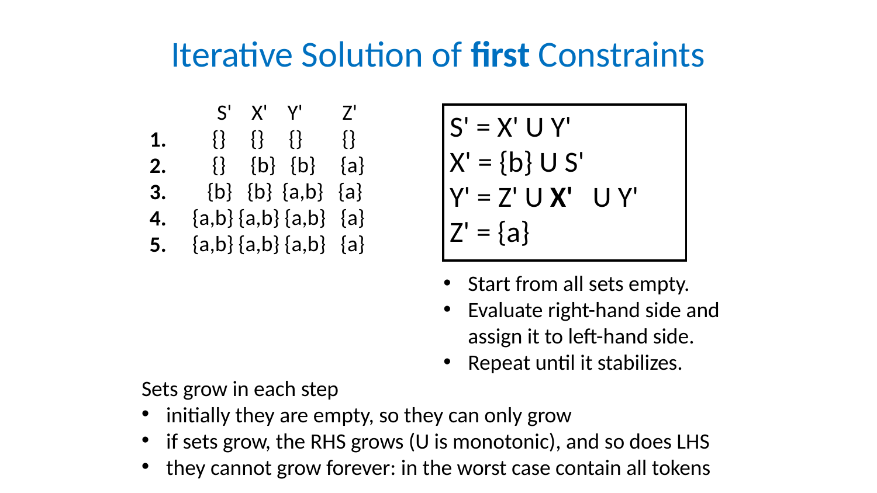# Iterative Solution of **first** Constraints

| | S' | X' | Y' | Z' |
|---|---|---|---|---|
| **1.** | {} | {} | {} | {} |
| **2.** | {} | {b} | {b} | {a} |
| **3.** | {b} | {b} | {a,b} | {a} |
| **4.** | {a,b} | {a,b} | {a,b} | {a} |
| **5.** | {a,b} | {a,b} | {a,b} | {a} |

S' = X' U Y'
X' = {b} U S'
Y' = Z' U **X'** U Y'
Z' = {a}

- Start from all sets empty.
- Evaluate right-hand side and assign it to left-hand side.
- Repeat until it stabilizes.

Sets grow in each step

- initially they are empty, so they can only grow
- if sets grow, the RHS grows (U is monotonic), and so does LHS
- they cannot grow forever: in the worst case contain all tokens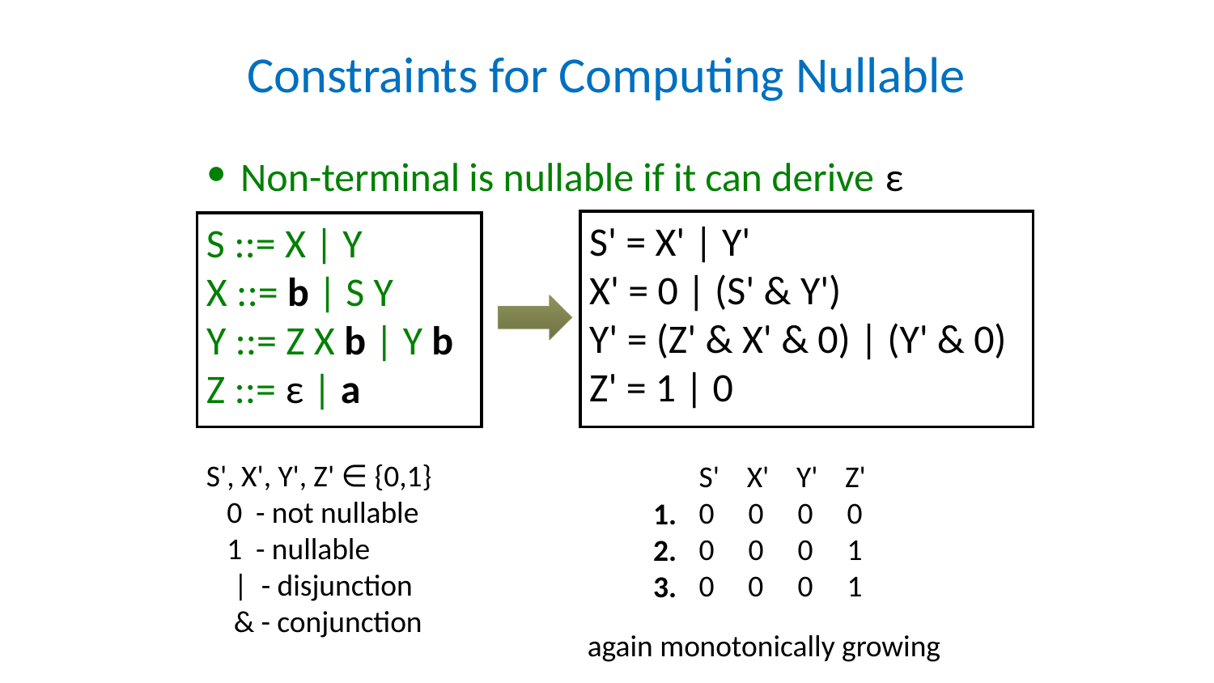# Constraints for Computing Nullable

- Non-terminal is nullable if it can derive ε

```
S ::= X | Y
X ::= b | S Y
Y ::= Z X b | Y b
Z ::= ε | a
```

→

```
S' = X' | Y'
X' = 0 | (S' & Y')
Y' = (Z' & X' & 0) | (Y' & 0)
Z' = 1 | 0
```

S', X', Y', Z' ∈ {0,1}

- 0 - not nullable
- 1 - nullable
- | - disjunction
- & - conjunction

| | S' | X' | Y' | Z' |
|---|---|---|---|---|
| **1.** | 0 | 0 | 0 | 0 |
| **2.** | 0 | 0 | 0 | 1 |
| **3.** | 0 | 0 | 0 | 1 |

again monotonically growing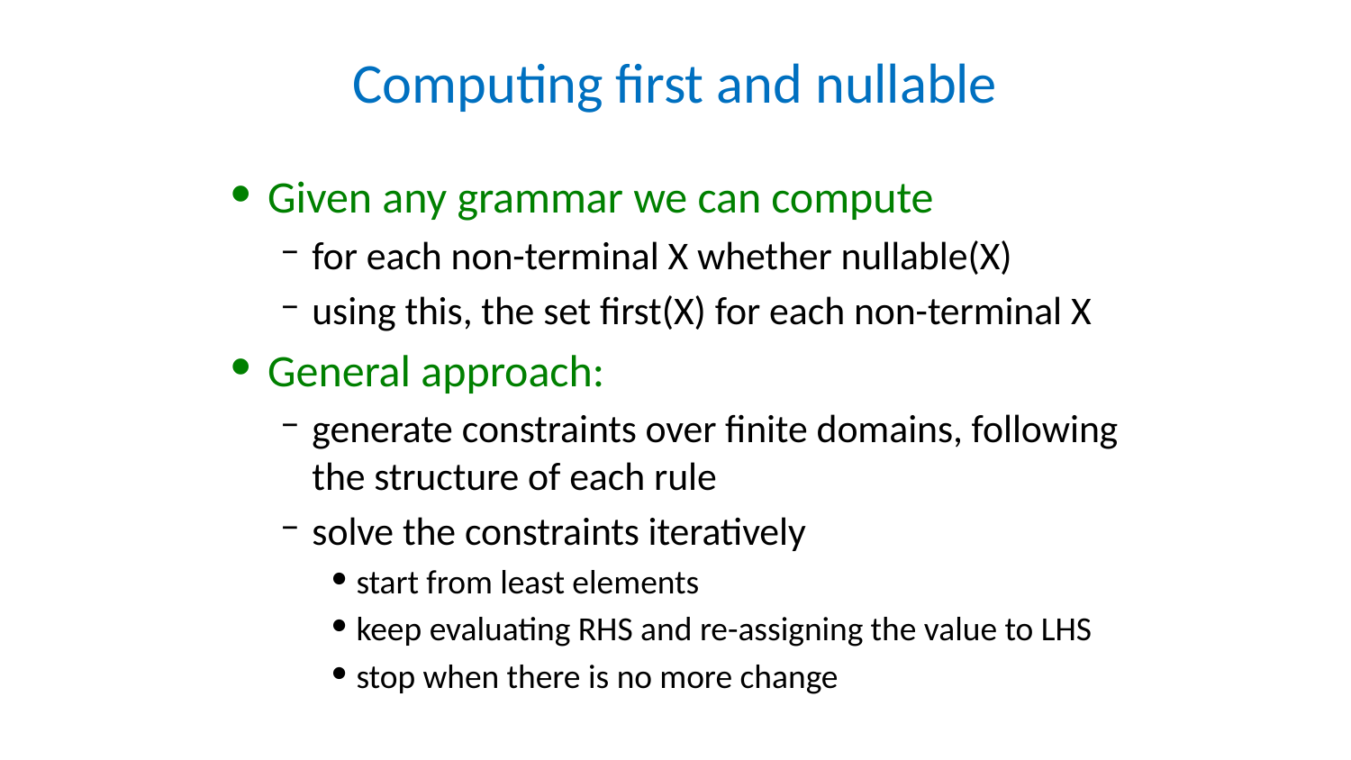# Computing first and nullable

- Given any grammar we can compute
  - for each non-terminal X whether nullable(X)
  - using this, the set first(X) for each non-terminal X
- General approach:
  - generate constraints over finite domains, following the structure of each rule
  - solve the constraints iteratively
    - start from least elements
    - keep evaluating RHS and re-assigning the value to LHS
    - stop when there is no more change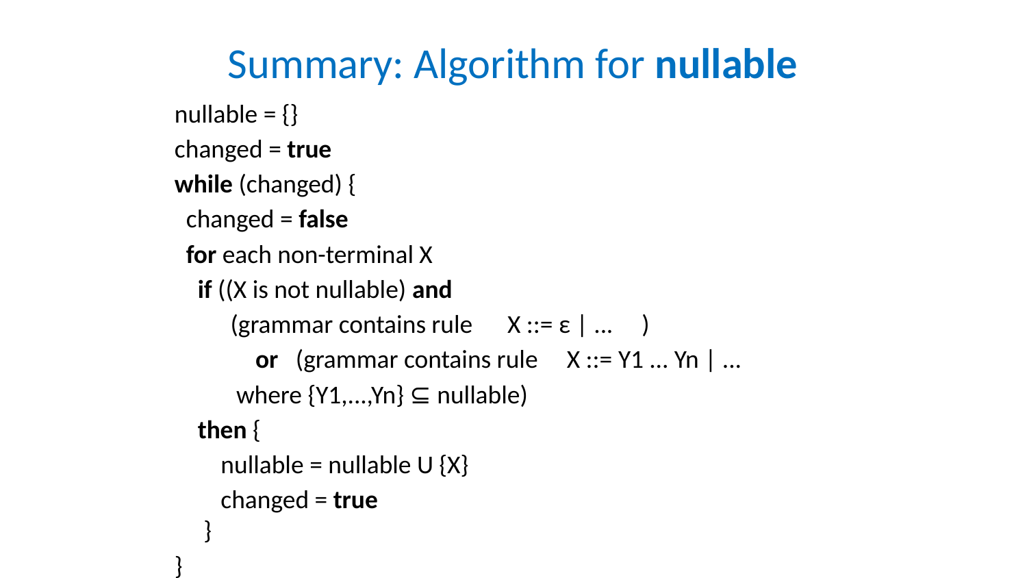# Summary: Algorithm for **nullable**

```
nullable = {}
changed = true
while (changed) {
  changed = false
  for each non-terminal X
    if ((X is not nullable) and
        (grammar contains rule    X ::= ε | ...    )
          or  (grammar contains rule    X ::= Y1 ... Yn | ...
         where {Y1,...,Yn} ⊆ nullable)
    then {
       nullable = nullable U {X}
       changed = true
     }
}
```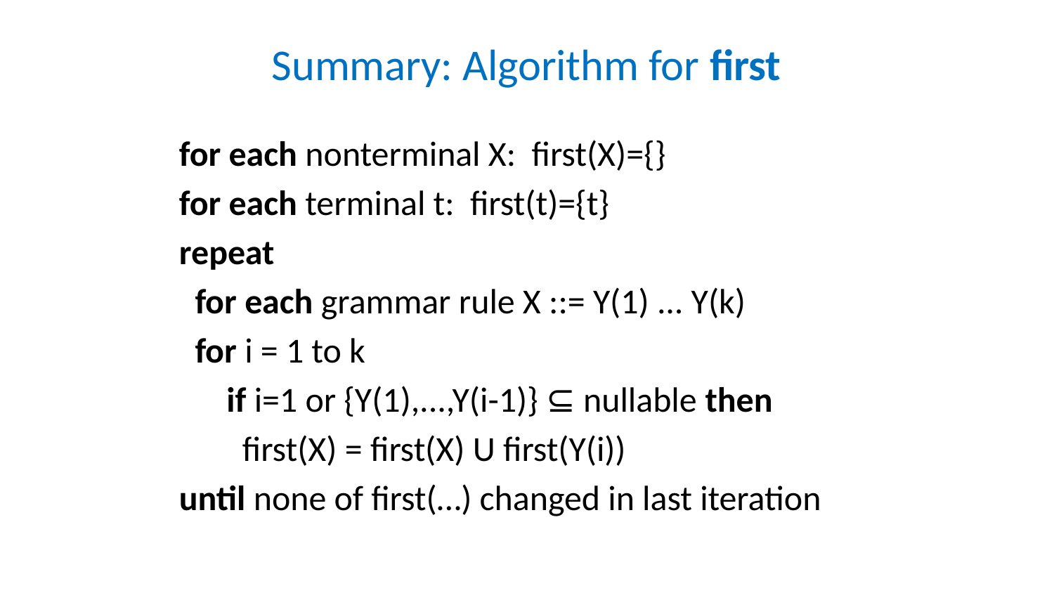# Summary: Algorithm for **first**

```
for each nonterminal X:  first(X)={}
for each terminal t:  first(t)={t}
repeat
  for each grammar rule X ::= Y(1) ... Y(k)
  for i = 1 to k
     if i=1 or {Y(1),...,Y(i-1)} ⊆ nullable then
       first(X) = first(X) U first(Y(i))
until none of first(...) changed in last iteration
```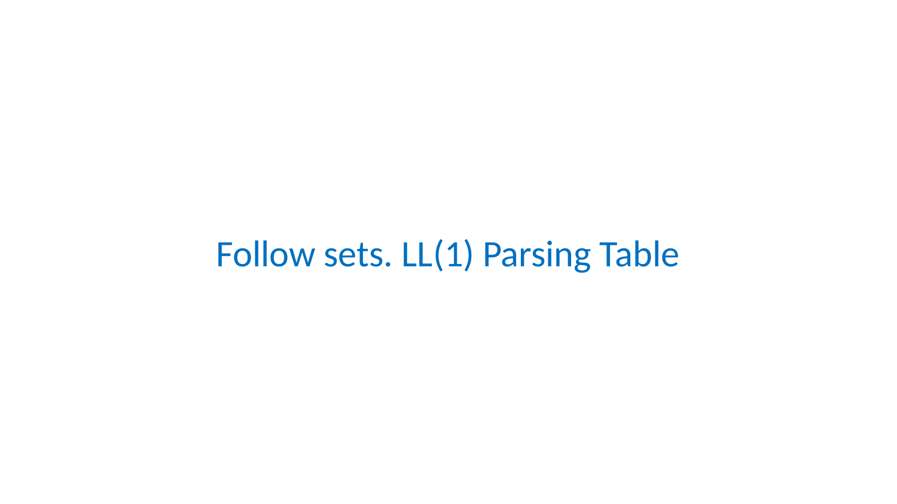# Follow sets. LL(1) Parsing Table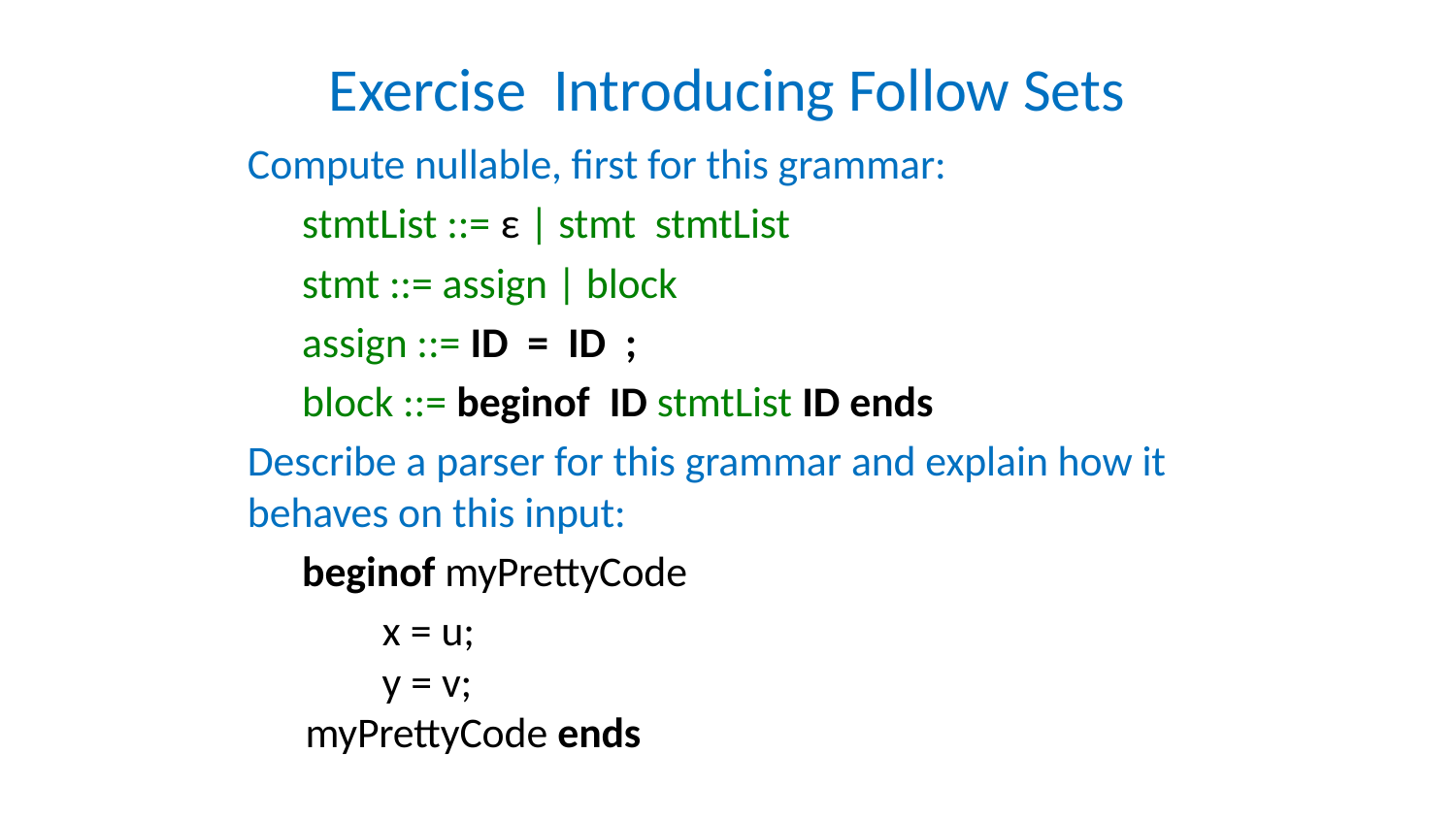# Exercise Introducing Follow Sets

Compute nullable, first for this grammar:

stmtList ::= ε | stmt stmtList

stmt ::= assign | block

assign ::= **ID = ID ;**

block ::= **beginof ID** stmtList **ID ends**

Describe a parser for this grammar and explain how it behaves on this input:

```
beginof myPrettyCode
    x = u;
    y = v;
myPrettyCode ends
```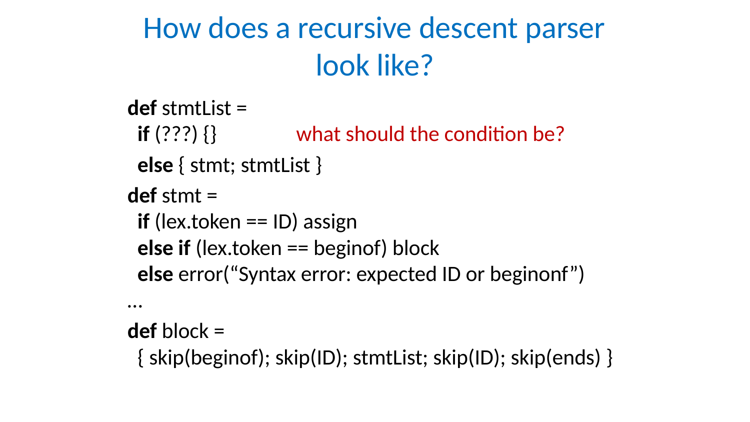# How does a recursive descent parser look like?

```
def stmtList =
  if (???) {}              what should the condition be?
  else { stmt; stmtList }
def stmt =
  if (lex.token == ID) assign
  else if (lex.token == beginof) block
  else error("Syntax error: expected ID or beginonf")
…
def block =
  { skip(beginof); skip(ID); stmtList; skip(ID); skip(ends) }
```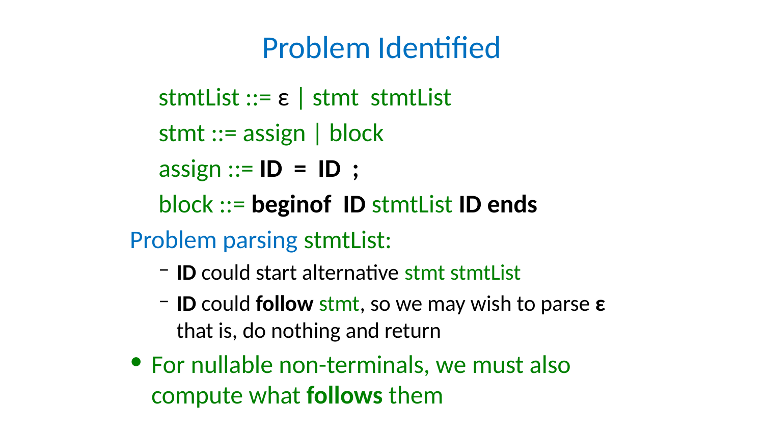# Problem Identified

stmtList ::= ε | stmt stmtList

stmt ::= assign | block

assign ::= **ID = ID ;**

block ::= **beginof ID** stmtList **ID ends**

Problem parsing stmtList:

- **ID** could start alternative stmt stmtList
- **ID** could **follow** stmt, so we may wish to parse **ε** that is, do nothing and return

- For nullable non-terminals, we must also compute what **follows** them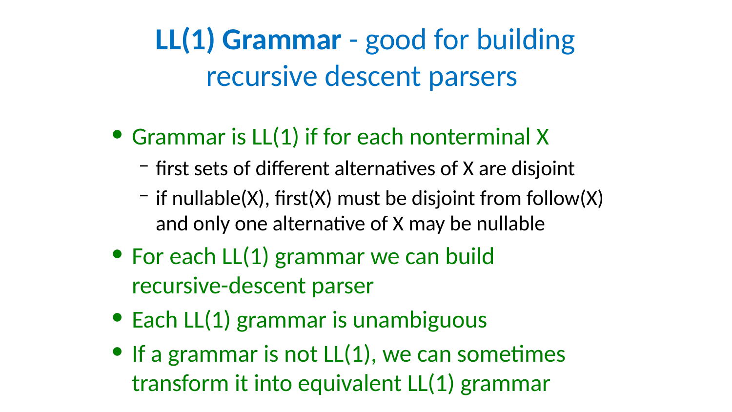# **LL(1) Grammar** - good for building recursive descent parsers

- Grammar is LL(1) if for each nonterminal X
  - first sets of different alternatives of X are disjoint
  - if nullable(X), first(X) must be disjoint from follow(X) and only one alternative of X may be nullable
- For each LL(1) grammar we can build recursive-descent parser
- Each LL(1) grammar is unambiguous
- If a grammar is not LL(1), we can sometimes transform it into equivalent LL(1) grammar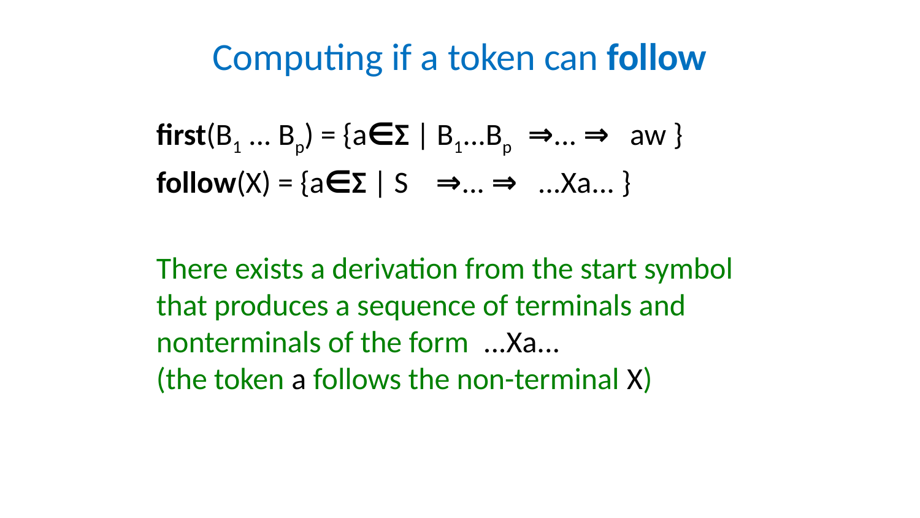# Computing if a token can **follow**

**first**($B_1 \ldots B_p$) = $\{a \in \Sigma \mid B_1 \ldots B_p \Rightarrow \ldots \Rightarrow aw\}$

**follow**($X$) = $\{a \in \Sigma \mid S \Rightarrow \ldots \Rightarrow \ldots Xa \ldots\}$

There exists a derivation from the start symbol that produces a sequence of terminals and nonterminals of the form ...Xa...
(the token a follows the non-terminal X)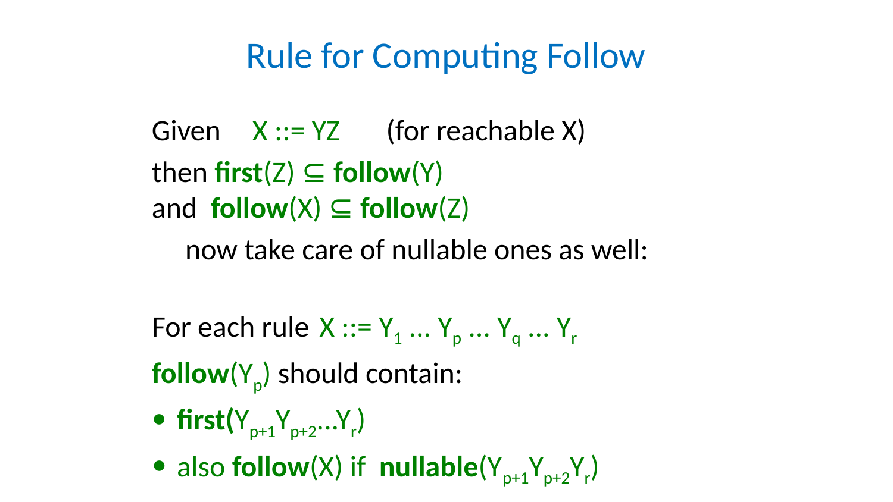# Rule for Computing Follow

Given $X ::= YZ$ (for reachable X)

then **first**(Z) $\subseteq$ **follow**(Y)

and **follow**(X) $\subseteq$ **follow**(Z)

now take care of nullable ones as well:

For each rule $X ::= Y_1 \ldots Y_p \ldots Y_q \ldots Y_r$

**follow**($Y_p$) should contain:

- **first**($Y_{p+1} Y_{p+2} \ldots Y_r$)
- also **follow**(X) if **nullable**($Y_{p+1} Y_{p+2} Y_r$)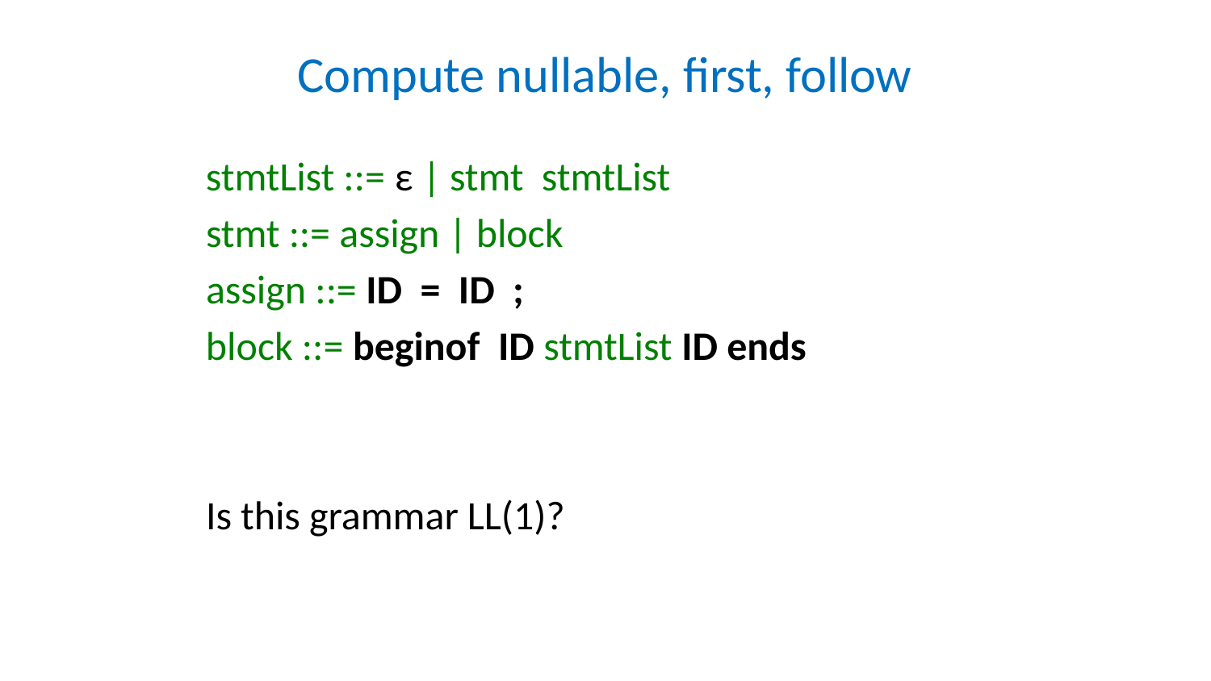# Compute nullable, first, follow

stmtList ::= ε | stmt stmtList

stmt ::= assign | block

assign ::= **ID = ID ;**

block ::= **beginof ID** stmtList **ID ends**

Is this grammar LL(1)?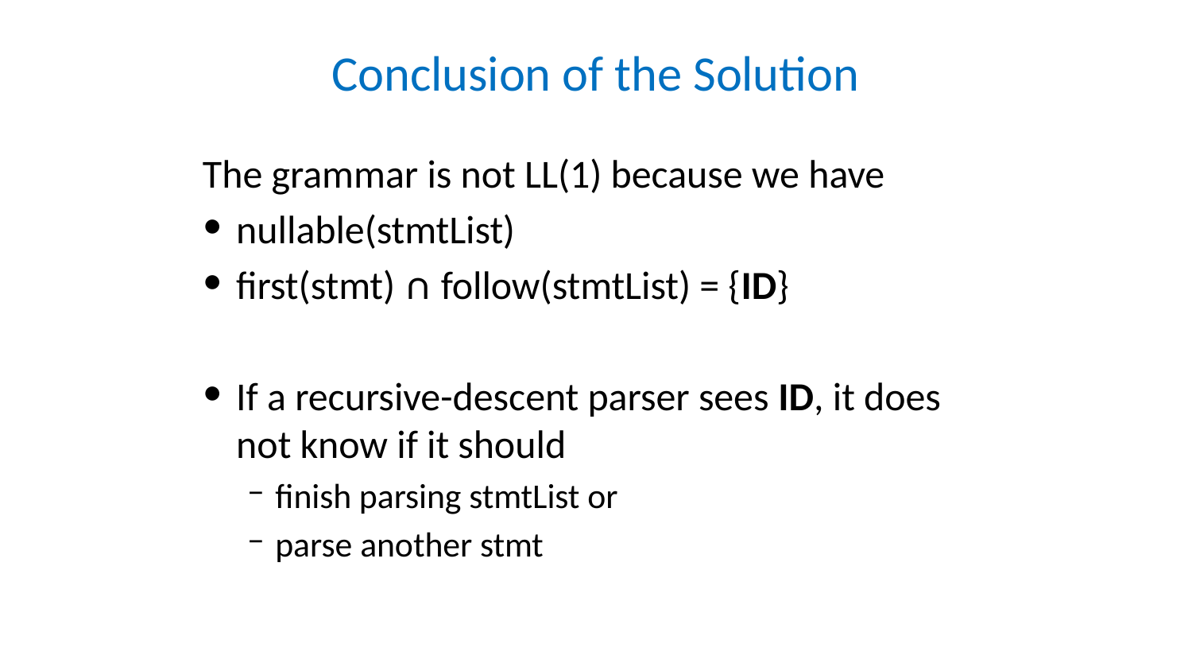# Conclusion of the Solution

The grammar is not LL(1) because we have

- nullable(stmtList)
- first(stmt) ∩ follow(stmtList) = {**ID**}

- If a recursive-descent parser sees **ID**, it does not know if it should
  - finish parsing stmtList or
  - parse another stmt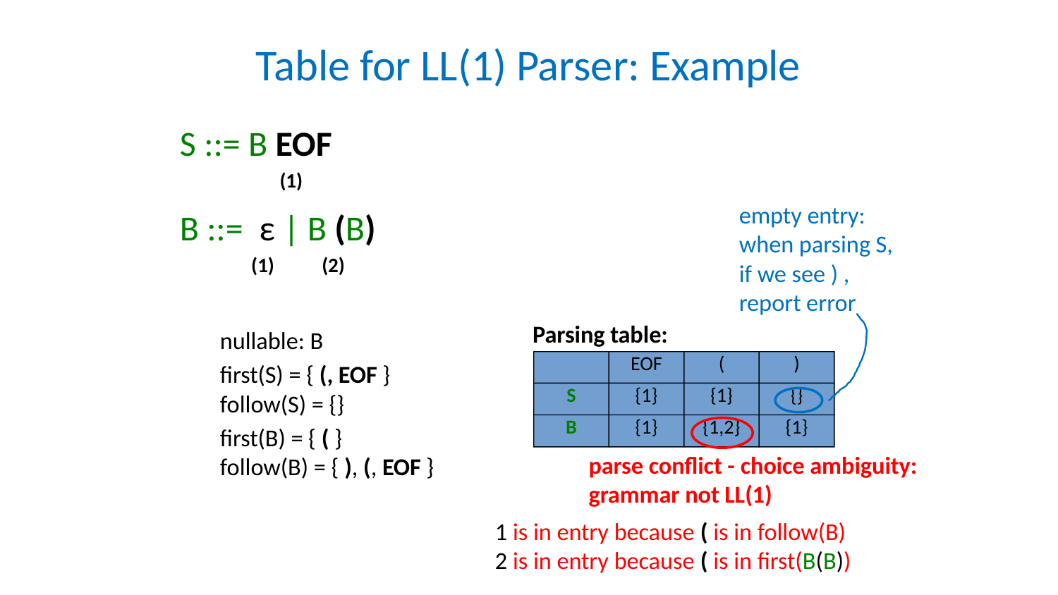# Table for LL(1) Parser: Example

S ::= B **EOF**
(1)

B ::= ε | B **(**B**)**
(1) (2)

nullable: B

first(S) = { **(**, **EOF** }

follow(S) = {}

first(B) = { **(** }

follow(B) = { **)**, **(**, **EOF** }

**Parsing table:**

| | EOF | ( | ) |
|---|---|---|---|
| **S** | {1} | {1} | {} |
| **B** | {1} | {1,2} | {1} |

empty entry: when parsing S, if we see ) , report error

**parse conflict - choice ambiguity: grammar not LL(1)**

1 is in entry because **(** is in follow(B)

2 is in entry because **(** is in first(B**(**B**)**)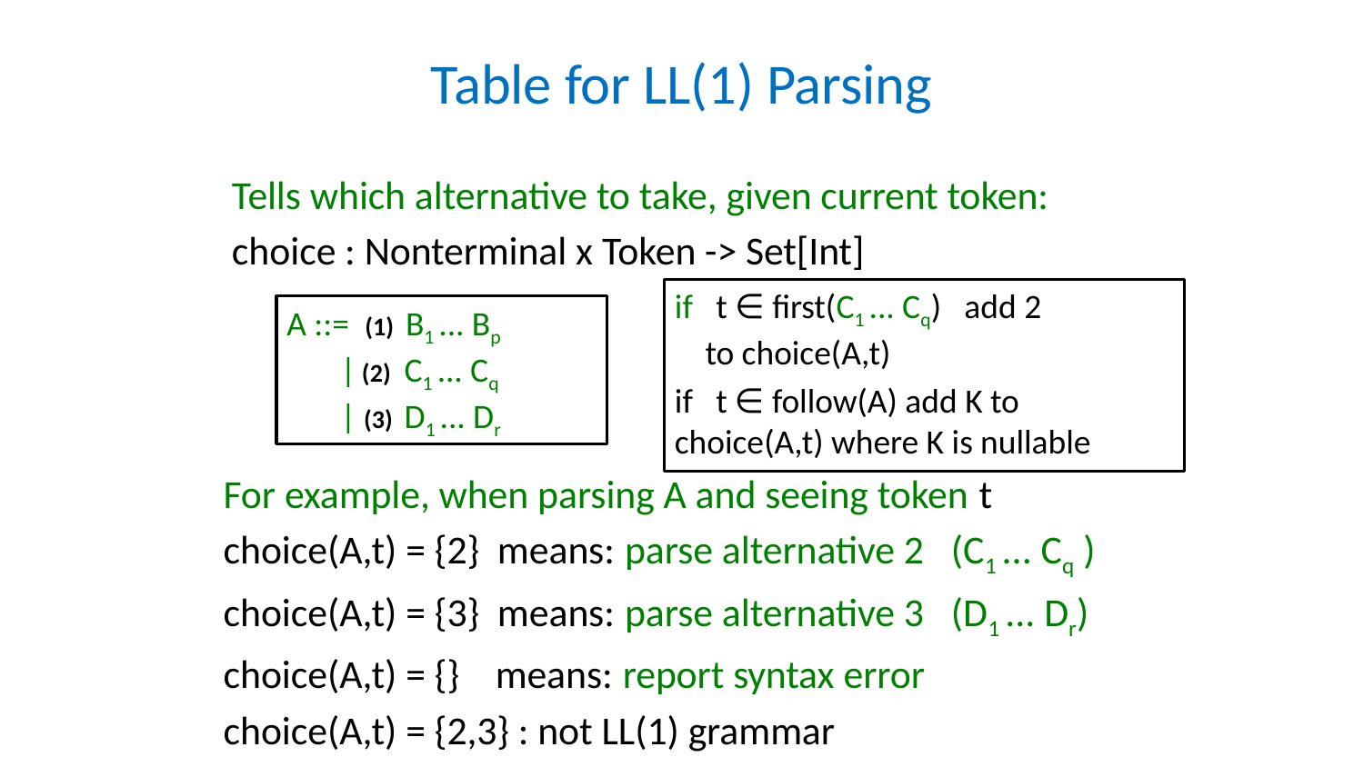# Table for LL(1) Parsing

Tells which alternative to take, given current token:

choice : Nonterminal x Token -> Set[Int]

```
A ::= (1) B_1 ... B_p
    | (2) C_1 ... C_q
    | (3) D_1 ... D_r
```

if $t \in first(C_1 \ldots C_q)$ add 2 to choice(A,t)

if $t \in follow(A)$ add K to choice(A,t) where K is nullable

For example, when parsing A and seeing token t

choice(A,t) = {2} means: parse alternative 2 ($C_1 \ldots C_q$)

choice(A,t) = {3} means: parse alternative 3 ($D_1 \ldots D_r$)

choice(A,t) = {} means: report syntax error

choice(A,t) = {2,3} : not LL(1) grammar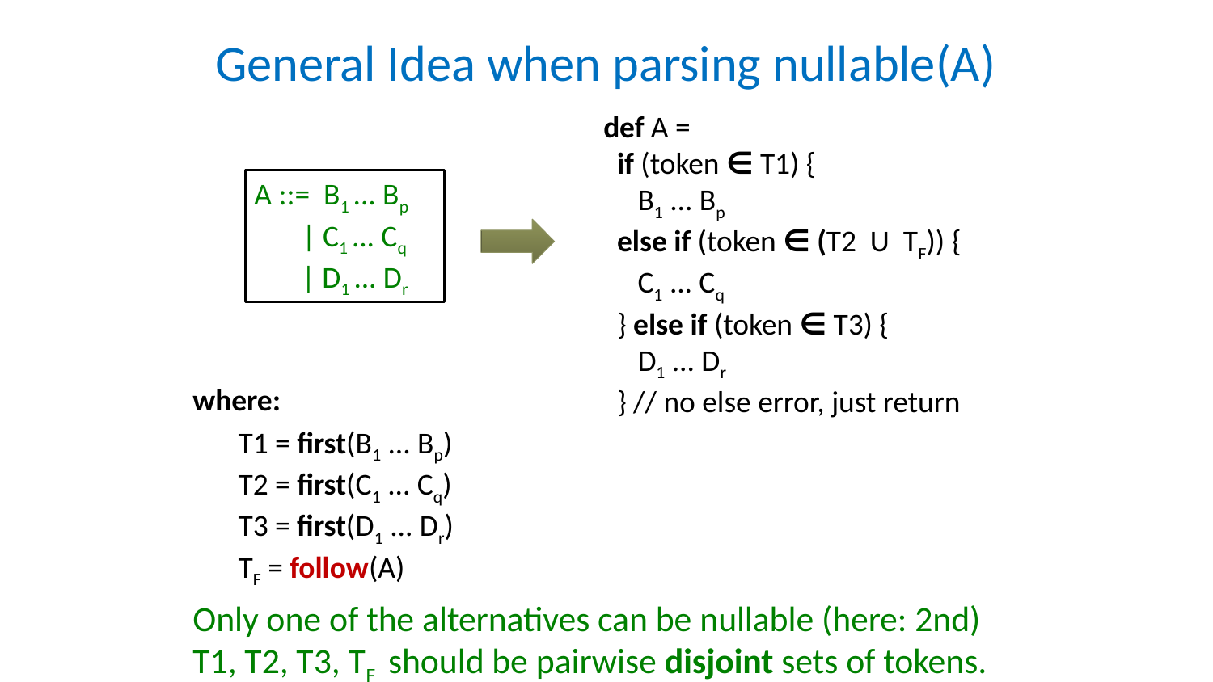# General Idea when parsing nullable(A)

$$
\begin{aligned}
A ::= \; & B_1 \ldots B_p \\
| \; & C_1 \ldots C_q \\
| \; & D_1 \ldots D_r
\end{aligned}
$$

```
def A =
  if (token ∈ T1) {
    B1 ... Bp
  else if (token ∈ (T2 U TF)) {
    C1 ... Cq
  } else if (token ∈ T3) {
    D1 ... Dr
  } // no else error, just return
```

**where:**

- $T1 = \textbf{first}(B_1 \ldots B_p)$
- $T2 = \textbf{first}(C_1 \ldots C_q)$
- $T3 = \textbf{first}(D_1 \ldots D_r)$
- $T_F = \textbf{follow}(A)$

Only one of the alternatives can be nullable (here: 2nd)

T1, T2, T3, $T_F$ should be pairwise **disjoint** sets of tokens.